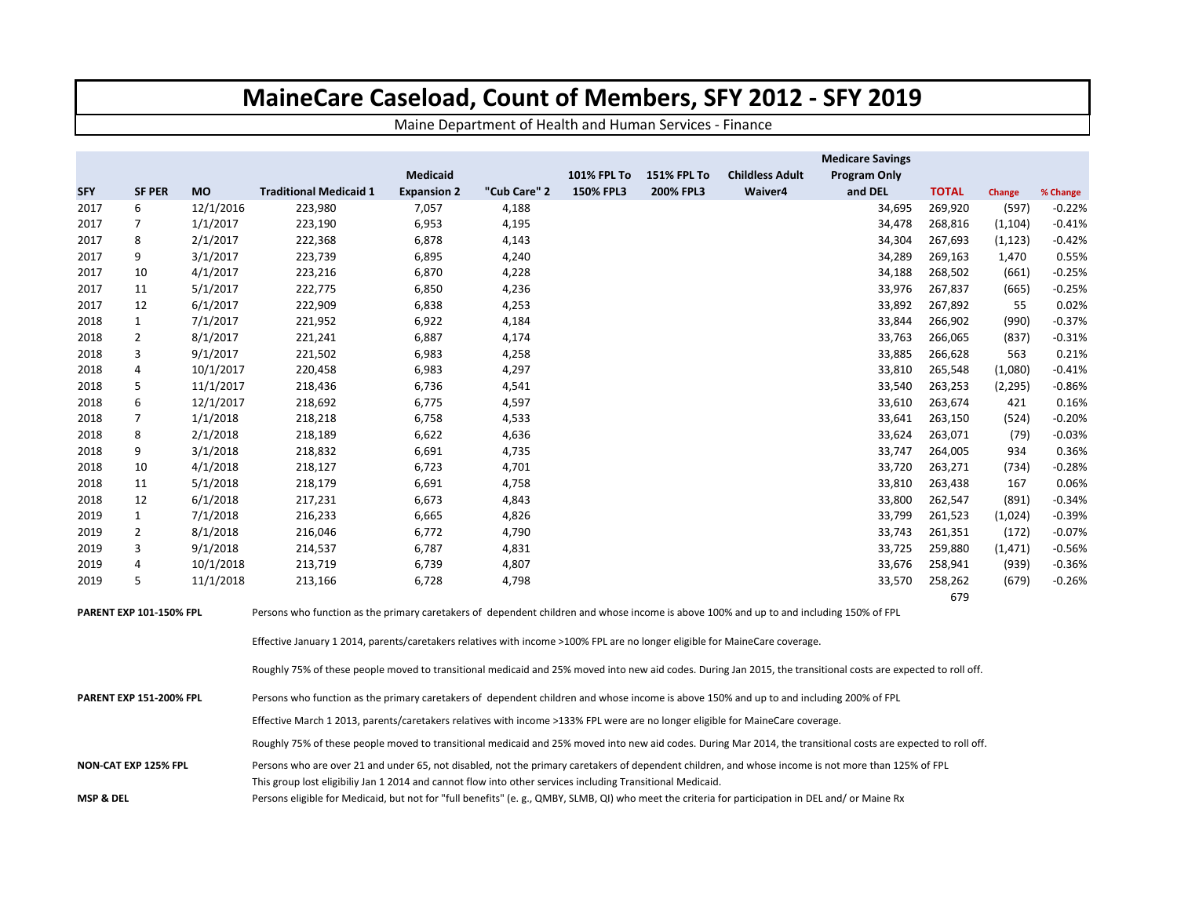# MaineCare Caseload, Count of Members, SFY 2012 - SFY 2019

Maine Department of Health and Human Services - Finance

| SFY | SF PER | MO | Traditional Medicaid 1 | Medicaid Expansion 2 | "Cub Care" 2 | 101% FPL To 150% FPL3 | 151% FPL To 200% FPL3 | Childless Adult Waiver4 | Medicare Savings Program Only and DEL | TOTAL | Change | % Change |
|---|---|---|---|---|---|---|---|---|---|---|---|---|
| 2017 | 6 | 12/1/2016 | 223,980 | 7,057 | 4,188 | | | | 34,695 | 269,920 | (597) | -0.22% |
| 2017 | 7 | 1/1/2017 | 223,190 | 6,953 | 4,195 | | | | 34,478 | 268,816 | (1,104) | -0.41% |
| 2017 | 8 | 2/1/2017 | 222,368 | 6,878 | 4,143 | | | | 34,304 | 267,693 | (1,123) | -0.42% |
| 2017 | 9 | 3/1/2017 | 223,739 | 6,895 | 4,240 | | | | 34,289 | 269,163 | 1,470 | 0.55% |
| 2017 | 10 | 4/1/2017 | 223,216 | 6,870 | 4,228 | | | | 34,188 | 268,502 | (661) | -0.25% |
| 2017 | 11 | 5/1/2017 | 222,775 | 6,850 | 4,236 | | | | 33,976 | 267,837 | (665) | -0.25% |
| 2017 | 12 | 6/1/2017 | 222,909 | 6,838 | 4,253 | | | | 33,892 | 267,892 | 55 | 0.02% |
| 2018 | 1 | 7/1/2017 | 221,952 | 6,922 | 4,184 | | | | 33,844 | 266,902 | (990) | -0.37% |
| 2018 | 2 | 8/1/2017 | 221,241 | 6,887 | 4,174 | | | | 33,763 | 266,065 | (837) | -0.31% |
| 2018 | 3 | 9/1/2017 | 221,502 | 6,983 | 4,258 | | | | 33,885 | 266,628 | 563 | 0.21% |
| 2018 | 4 | 10/1/2017 | 220,458 | 6,983 | 4,297 | | | | 33,810 | 265,548 | (1,080) | -0.41% |
| 2018 | 5 | 11/1/2017 | 218,436 | 6,736 | 4,541 | | | | 33,540 | 263,253 | (2,295) | -0.86% |
| 2018 | 6 | 12/1/2017 | 218,692 | 6,775 | 4,597 | | | | 33,610 | 263,674 | 421 | 0.16% |
| 2018 | 7 | 1/1/2018 | 218,218 | 6,758 | 4,533 | | | | 33,641 | 263,150 | (524) | -0.20% |
| 2018 | 8 | 2/1/2018 | 218,189 | 6,622 | 4,636 | | | | 33,624 | 263,071 | (79) | -0.03% |
| 2018 | 9 | 3/1/2018 | 218,832 | 6,691 | 4,735 | | | | 33,747 | 264,005 | 934 | 0.36% |
| 2018 | 10 | 4/1/2018 | 218,127 | 6,723 | 4,701 | | | | 33,720 | 263,271 | (734) | -0.28% |
| 2018 | 11 | 5/1/2018 | 218,179 | 6,691 | 4,758 | | | | 33,810 | 263,438 | 167 | 0.06% |
| 2018 | 12 | 6/1/2018 | 217,231 | 6,673 | 4,843 | | | | 33,800 | 262,547 | (891) | -0.34% |
| 2019 | 1 | 7/1/2018 | 216,233 | 6,665 | 4,826 | | | | 33,799 | 261,523 | (1,024) | -0.39% |
| 2019 | 2 | 8/1/2018 | 216,046 | 6,772 | 4,790 | | | | 33,743 | 261,351 | (172) | -0.07% |
| 2019 | 3 | 9/1/2018 | 214,537 | 6,787 | 4,831 | | | | 33,725 | 259,880 | (1,471) | -0.56% |
| 2019 | 4 | 10/1/2018 | 213,719 | 6,739 | 4,807 | | | | 33,676 | 258,941 | (939) | -0.36% |
| 2019 | 5 | 11/1/2018 | 213,166 | 6,728 | 4,798 | | | | 33,570 | 258,262 | (679) | -0.26% |
| | | | | | | | | | | 679 | | |

**PARENT EXP 101-150% FPL**

Persons who function as the primary caretakers of dependent children and whose income is above 100% and up to and including 150% of FPL

Effective January 1 2014, parents/caretakers relatives with income >100% FPL are no longer eligible for MaineCare coverage.

Roughly 75% of these people moved to transitional medicaid and 25% moved into new aid codes. During Jan 2015, the transitional costs are expected to roll off.

**PARENT EXP 151-200% FPL**

Persons who function as the primary caretakers of dependent children and whose income is above 150% and up to and including 200% of FPL

Effective March 1 2013, parents/caretakers relatives with income >133% FPL were are no longer eligible for MaineCare coverage.

Roughly 75% of these people moved to transitional medicaid and 25% moved into new aid codes. During Mar 2014, the transitional costs are expected to roll off.

**NON-CAT EXP 125% FPL**

Persons who are over 21 and under 65, not disabled, not the primary caretakers of dependent children, and whose income is not more than 125% of FPL
This group lost eligibiliy Jan 1 2014 and cannot flow into other services including Transitional Medicaid.

**MSP & DEL**

Persons eligible for Medicaid, but not for "full benefits" (e. g., QMBY, SLMB, QI) who meet the criteria for participation in DEL and/ or Maine Rx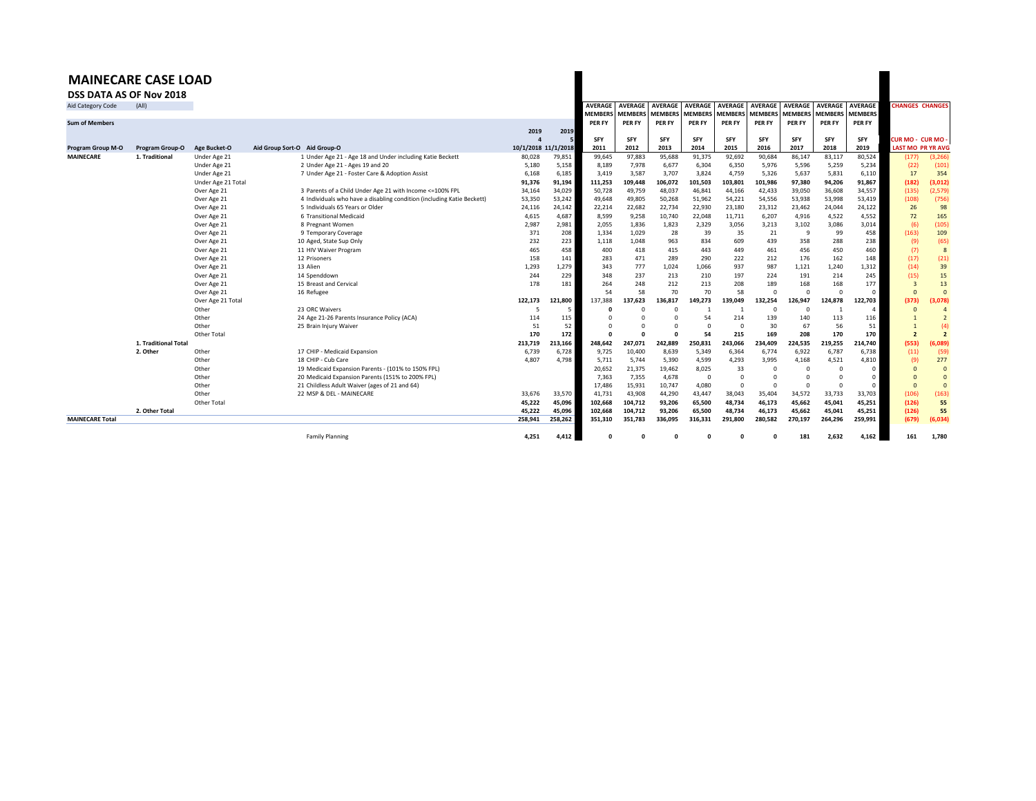# MAINECARE CASE LOAD

## DSS DATA AS OF Nov 2018

Aid Category Code (All)

Sum of Members

| Program Group M-O | Program Group-O | Age Bucket-O | Aid Group Sort-O Aid Group-O | 2019 4 10/1/2018 | 2019 5 11/1/2018 | AVERAGE MEMBERS PER FY SFY 2011 | AVERAGE MEMBERS PER FY SFY 2012 | AVERAGE MEMBERS PER FY SFY 2013 | AVERAGE MEMBERS PER FY SFY 2014 | AVERAGE MEMBERS PER FY SFY 2015 | AVERAGE MEMBERS PER FY SFY 2016 | AVERAGE MEMBERS PER FY SFY 2017 | AVERAGE MEMBERS PER FY SFY 2018 | AVERAGE MEMBERS PER FY SFY 2019 | CHANGES CUR MO - LAST MO | CHANGES CUR MO - PR YR AVG |
|---|---|---|---|---|---|---|---|---|---|---|---|---|---|---|---|---|
| MAINECARE | 1. Traditional | Under Age 21 | 1 Under Age 21 - Age 18 and Under including Katie Beckett | 80,028 | 79,851 | 99,645 | 97,883 | 95,688 | 91,375 | 92,692 | 90,684 | 86,147 | 83,117 | 80,524 | (177) | (3,266) |
| | | Under Age 21 | 2 Under Age 21 - Ages 19 and 20 | 5,180 | 5,158 | 8,189 | 7,978 | 6,677 | 6,304 | 6,350 | 5,976 | 5,596 | 5,259 | 5,234 | (22) | (101) |
| | | Under Age 21 | 7 Under Age 21 - Foster Care & Adoption Assist | 6,168 | 6,185 | 3,419 | 3,587 | 3,707 | 3,824 | 4,759 | 5,326 | 5,637 | 5,831 | 6,110 | 17 | 354 |
| | | **Under Age 21 Total** | | **91,376** | **91,194** | **111,253** | **109,448** | **106,072** | **101,503** | **103,801** | **101,986** | **97,380** | **94,206** | **91,867** | **(182)** | **(3,012)** |
| | | Over Age 21 | 3 Parents of a Child Under Age 21 with Income <=100% FPL | 34,164 | 34,029 | 50,728 | 49,759 | 48,037 | 46,841 | 44,166 | 42,433 | 39,050 | 36,608 | 34,557 | (135) | (2,579) |
| | | Over Age 21 | 4 Individuals who have a disabling condition (including Katie Beckett) | 53,350 | 53,242 | 49,648 | 49,805 | 50,268 | 51,962 | 54,221 | 54,556 | 53,938 | 53,998 | 53,419 | (108) | (756) |
| | | Over Age 21 | 5 Individuals 65 Years or Older | 24,116 | 24,142 | 22,214 | 22,682 | 22,734 | 22,930 | 23,180 | 23,312 | 23,462 | 24,044 | 24,122 | 26 | 98 |
| | | Over Age 21 | 6 Transitional Medicaid | 4,615 | 4,687 | 8,599 | 9,258 | 10,740 | 22,048 | 11,711 | 6,207 | 4,916 | 4,522 | 4,552 | 72 | 165 |
| | | Over Age 21 | 8 Pregnant Women | 2,987 | 2,981 | 2,055 | 1,836 | 1,823 | 2,329 | 3,056 | 3,213 | 3,102 | 3,086 | 3,014 | (6) | (105) |
| | | Over Age 21 | 9 Temporary Coverage | 371 | 208 | 1,334 | 1,029 | 28 | 39 | 35 | 21 | 9 | 99 | 458 | (163) | 109 |
| | | Over Age 21 | 10 Aged, State Sup Only | 232 | 223 | 1,118 | 1,048 | 963 | 834 | 609 | 439 | 358 | 288 | 238 | (9) | (65) |
| | | Over Age 21 | 11 HIV Waiver Program | 465 | 458 | 400 | 418 | 415 | 443 | 449 | 461 | 456 | 450 | 460 | (7) | 8 |
| | | Over Age 21 | 12 Prisoners | 158 | 141 | 283 | 471 | 289 | 290 | 222 | 212 | 176 | 162 | 148 | (17) | (21) |
| | | Over Age 21 | 13 Alien | 1,293 | 1,279 | 343 | 777 | 1,024 | 1,066 | 937 | 987 | 1,121 | 1,240 | 1,312 | (14) | 39 |
| | | Over Age 21 | 14 Spenddown | 244 | 229 | 348 | 237 | 213 | 210 | 197 | 224 | 191 | 214 | 245 | (15) | 15 |
| | | Over Age 21 | 15 Breast and Cervical | 178 | 181 | 264 | 248 | 212 | 213 | 208 | 189 | 168 | 168 | 177 | 3 | 13 |
| | | Over Age 21 | 16 Refugee | | | 54 | 58 | 70 | 70 | 58 | 0 | 0 | 0 | 0 | 0 | 0 |
| | | **Over Age 21 Total** | | **122,173** | **121,800** | **137,388** | **137,623** | **136,817** | **149,273** | **139,049** | **132,254** | **126,947** | **124,878** | **122,703** | **(373)** | **(3,078)** |
| | | Other | 23 ORC Waivers | 5 | 5 | 0 | 0 | 0 | 1 | 1 | 0 | 0 | 1 | 4 | 0 | 4 |
| | | Other | 24 Age 21-26 Parents Insurance Policy (ACA) | 114 | 115 | 0 | 0 | 0 | 54 | 214 | 139 | 140 | 113 | 116 | 1 | 2 |
| | | Other | 25 Brain Injury Waiver | 51 | 52 | 0 | 0 | 0 | 0 | 0 | 30 | 67 | 56 | 51 | 1 | (4) |
| | | **Other Total** | | **170** | **172** | **0** | **0** | **0** | **54** | **215** | **169** | **208** | **170** | **170** | **2** | **2** |
| | **1. Traditional Total** | | | **213,719** | **213,166** | **248,642** | **247,071** | **242,889** | **250,831** | **243,066** | **234,409** | **224,535** | **219,255** | **214,740** | **(553)** | **(6,089)** |
| | 2. Other | Other | 17 CHIP - Medicaid Expansion | 6,739 | 6,728 | 9,725 | 10,400 | 8,639 | 5,349 | 6,364 | 6,774 | 6,922 | 6,787 | 6,738 | (11) | (59) |
| | | Other | 18 CHIP - Cub Care | 4,807 | 4,798 | 5,711 | 5,744 | 5,390 | 4,599 | 4,293 | 3,995 | 4,168 | 4,521 | 4,810 | (9) | 277 |
| | | Other | 19 Medicaid Expansion Parents - (101% to 150% FPL) | | | 20,652 | 21,375 | 19,462 | 8,025 | 33 | 0 | 0 | 0 | 0 | 0 | 0 |
| | | Other | 20 Medicaid Expansion Parents (151% to 200% FPL) | | | 7,363 | 7,355 | 4,678 | 0 | 0 | 0 | 0 | 0 | 0 | 0 | 0 |
| | | Other | 21 Childless Adult Waiver (ages of 21 and 64) | | | 17,486 | 15,931 | 10,747 | 4,080 | 0 | 0 | 0 | 0 | 0 | 0 | 0 |
| | | Other | 22 MSP & DEL - MAINECARE | 33,676 | 33,570 | 41,731 | 43,908 | 44,290 | 43,447 | 38,043 | 35,404 | 34,572 | 33,733 | 33,703 | (106) | (163) |
| | | **Other Total** | | **45,222** | **45,096** | **102,668** | **104,712** | **93,206** | **65,500** | **48,734** | **46,173** | **45,662** | **45,041** | **45,251** | **(126)** | **55** |
| | **2. Other Total** | | | **45,222** | **45,096** | **102,668** | **104,712** | **93,206** | **65,500** | **48,734** | **46,173** | **45,662** | **45,041** | **45,251** | **(126)** | **55** |
| **MAINECARE Total** | | | | **258,941** | **258,262** | **351,310** | **351,783** | **336,095** | **316,331** | **291,800** | **280,582** | **270,197** | **264,296** | **259,991** | **(679)** | **(6,034)** |
| | | | Family Planning | **4,251** | **4,412** | **0** | **0** | **0** | **0** | **0** | **0** | **181** | **2,632** | **4,162** | **161** | **1,780** |